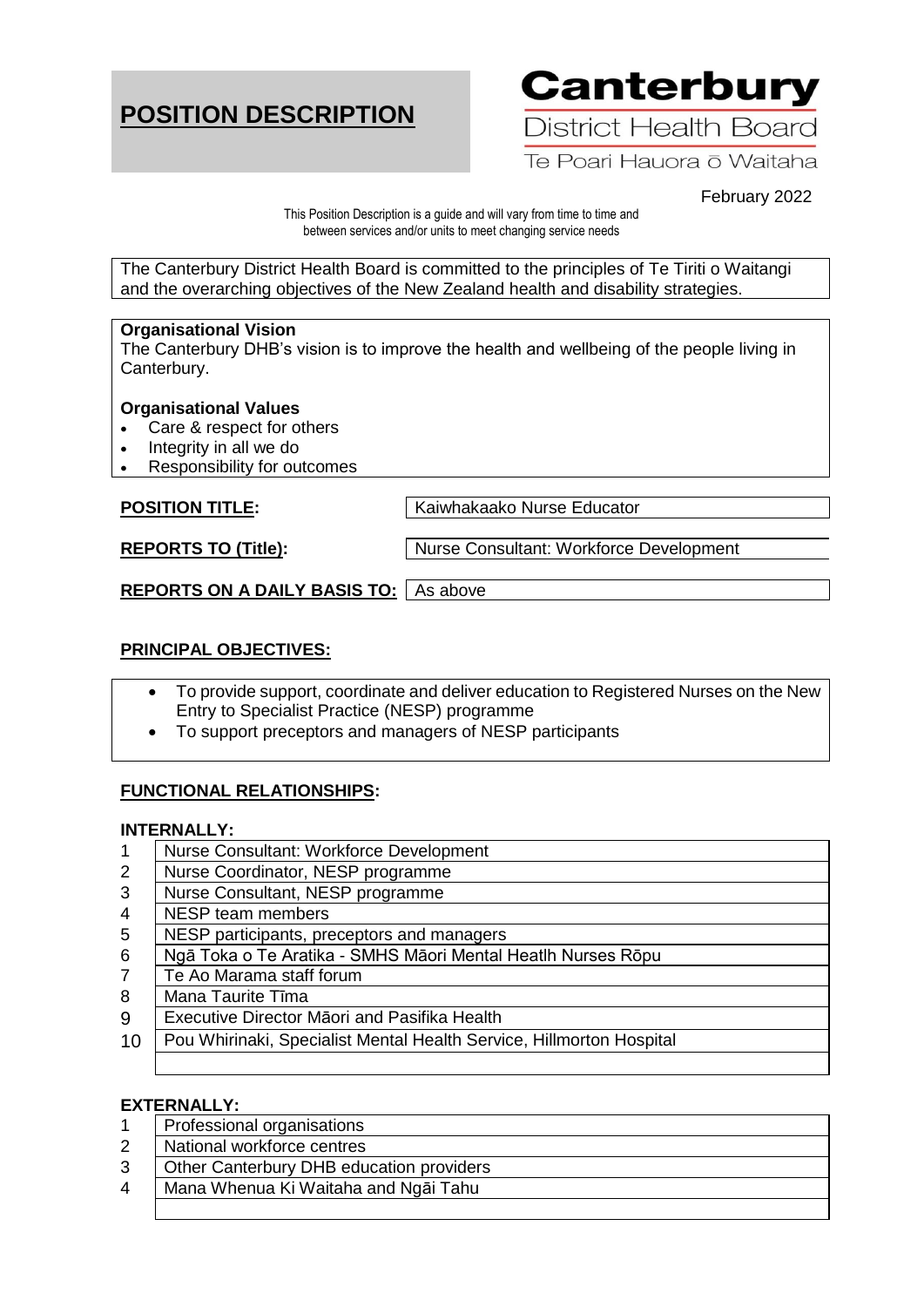# POSITION DESCRIPTION

**Canterbury**
District Health Board
Te Poari Hauora ō Waitaha

February 2022

This Position Description is a guide and will vary from time to time and between services and/or units to meet changing service needs

The Canterbury District Health Board is committed to the principles of Te Tiriti o Waitangi and the overarching objectives of the New Zealand health and disability strategies.

**Organisational Vision**
The Canterbury DHB's vision is to improve the health and wellbeing of the people living in Canterbury.

**Organisational Values**

- Care & respect for others
- Integrity in all we do
- Responsibility for outcomes

**POSITION TITLE:** Kaiwhakaako Nurse Educator

**REPORTS TO (Title):** Nurse Consultant: Workforce Development

**REPORTS ON A DAILY BASIS TO:** As above

## PRINCIPAL OBJECTIVES:

- To provide support, coordinate and deliver education to Registered Nurses on the New Entry to Specialist Practice (NESP) programme
- To support preceptors and managers of NESP participants

## FUNCTIONAL RELATIONSHIPS:

### INTERNALLY:

| | |
|---|---|
| 1 | Nurse Consultant: Workforce Development |
| 2 | Nurse Coordinator, NESP programme |
| 3 | Nurse Consultant, NESP programme |
| 4 | NESP team members |
| 5 | NESP participants, preceptors and managers |
| 6 | Ngā Toka o Te Aratika - SMHS Māori Mental Heatlh Nurses Rōpu |
| 7 | Te Ao Marama staff forum |
| 8 | Mana Taurite Tīma |
| 9 | Executive Director Māori and Pasifika Health |
| 10 | Pou Whirinaki, Specialist Mental Health Service, Hillmorton Hospital |
| | |

### EXTERNALLY:

| | |
|---|---|
| 1 | Professional organisations |
| 2 | National workforce centres |
| 3 | Other Canterbury DHB education providers |
| 4 | Mana Whenua Ki Waitaha and Ngāi Tahu |
| | |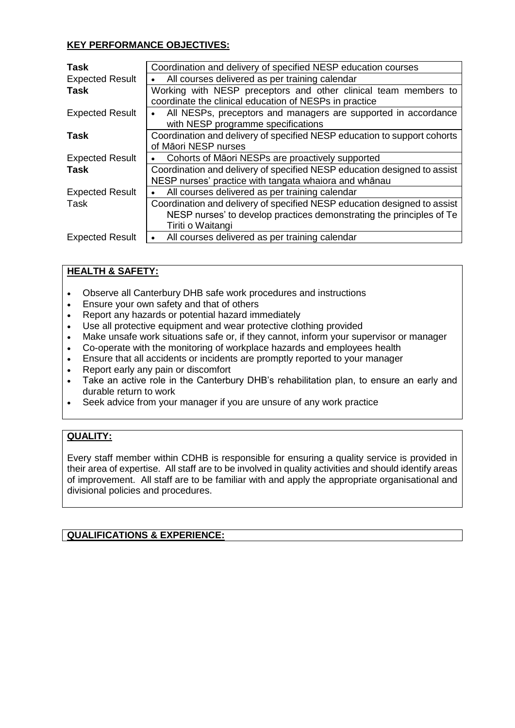**KEY PERFORMANCE OBJECTIVES:**

| | |
|---|---|
| **Task** | Coordination and delivery of specified NESP education courses |
| Expected Result | • All courses delivered as per training calendar |
| **Task** | Working with NESP preceptors and other clinical team members to coordinate the clinical education of NESPs in practice |
| Expected Result | • All NESPs, preceptors and managers are supported in accordance with NESP programme specifications |
| **Task** | Coordination and delivery of specified NESP education to support cohorts of Māori NESP nurses |
| Expected Result | • Cohorts of Māori NESPs are proactively supported |
| **Task** | Coordination and delivery of specified NESP education designed to assist NESP nurses' practice with tangata whaiora and whānau |
| Expected Result | • All courses delivered as per training calendar |
| Task | Coordination and delivery of specified NESP education designed to assist NESP nurses' to develop practices demonstrating the principles of Te Tiriti o Waitangi |
| Expected Result | • All courses delivered as per training calendar |

**HEALTH & SAFETY:**

- Observe all Canterbury DHB safe work procedures and instructions
- Ensure your own safety and that of others
- Report any hazards or potential hazard immediately
- Use all protective equipment and wear protective clothing provided
- Make unsafe work situations safe or, if they cannot, inform your supervisor or manager
- Co-operate with the monitoring of workplace hazards and employees health
- Ensure that all accidents or incidents are promptly reported to your manager
- Report early any pain or discomfort
- Take an active role in the Canterbury DHB's rehabilitation plan, to ensure an early and durable return to work
- Seek advice from your manager if you are unsure of any work practice

**QUALITY:**

Every staff member within CDHB is responsible for ensuring a quality service is provided in their area of expertise. All staff are to be involved in quality activities and should identify areas of improvement. All staff are to be familiar with and apply the appropriate organisational and divisional policies and procedures.

**QUALIFICATIONS & EXPERIENCE:**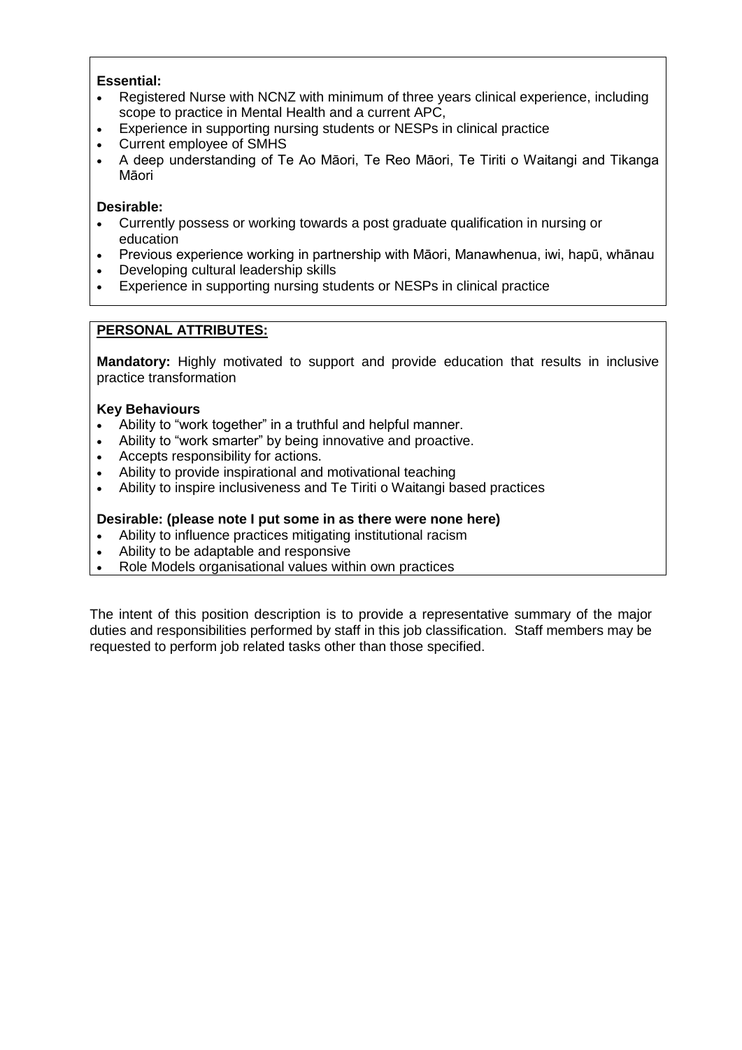**Essential:**

- Registered Nurse with NCNZ with minimum of three years clinical experience, including scope to practice in Mental Health and a current APC,
- Experience in supporting nursing students or NESPs in clinical practice
- Current employee of SMHS
- A deep understanding of Te Ao Māori, Te Reo Māori, Te Tiriti o Waitangi and Tikanga Māori

**Desirable:**

- Currently possess or working towards a post graduate qualification in nursing or education
- Previous experience working in partnership with Māori, Manawhenua, iwi, hapū, whānau
- Developing cultural leadership skills
- Experience in supporting nursing students or NESPs in clinical practice

**PERSONAL ATTRIBUTES:**

**Mandatory:** Highly motivated to support and provide education that results in inclusive practice transformation

**Key Behaviours**

- Ability to "work together" in a truthful and helpful manner.
- Ability to "work smarter" by being innovative and proactive.
- Accepts responsibility for actions.
- Ability to provide inspirational and motivational teaching
- Ability to inspire inclusiveness and Te Tiriti o Waitangi based practices

**Desirable: (please note I put some in as there were none here)**

- Ability to influence practices mitigating institutional racism
- Ability to be adaptable and responsive
- Role Models organisational values within own practices

The intent of this position description is to provide a representative summary of the major duties and responsibilities performed by staff in this job classification. Staff members may be requested to perform job related tasks other than those specified.